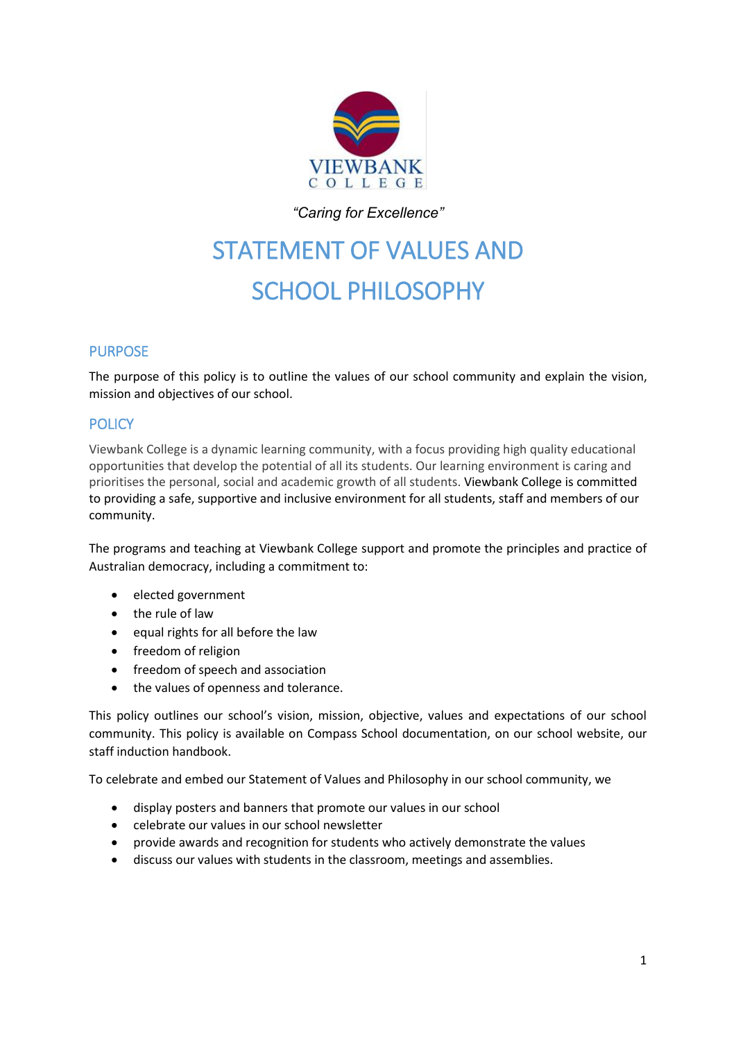VIEWBANK
COLLEGE

*"Caring for Excellence"*

# STATEMENT OF VALUES AND SCHOOL PHILOSOPHY

## PURPOSE

The purpose of this policy is to outline the values of our school community and explain the vision, mission and objectives of our school.

## POLICY

Viewbank College is a dynamic learning community, with a focus providing high quality educational opportunities that develop the potential of all its students. Our learning environment is caring and prioritises the personal, social and academic growth of all students. Viewbank College is committed to providing a safe, supportive and inclusive environment for all students, staff and members of our community.

The programs and teaching at Viewbank College support and promote the principles and practice of Australian democracy, including a commitment to:

- elected government
- the rule of law
- equal rights for all before the law
- freedom of religion
- freedom of speech and association
- the values of openness and tolerance.

This policy outlines our school's vision, mission, objective, values and expectations of our school community. This policy is available on Compass School documentation, on our school website, our staff induction handbook.

To celebrate and embed our Statement of Values and Philosophy in our school community, we

- display posters and banners that promote our values in our school
- celebrate our values in our school newsletter
- provide awards and recognition for students who actively demonstrate the values
- discuss our values with students in the classroom, meetings and assemblies.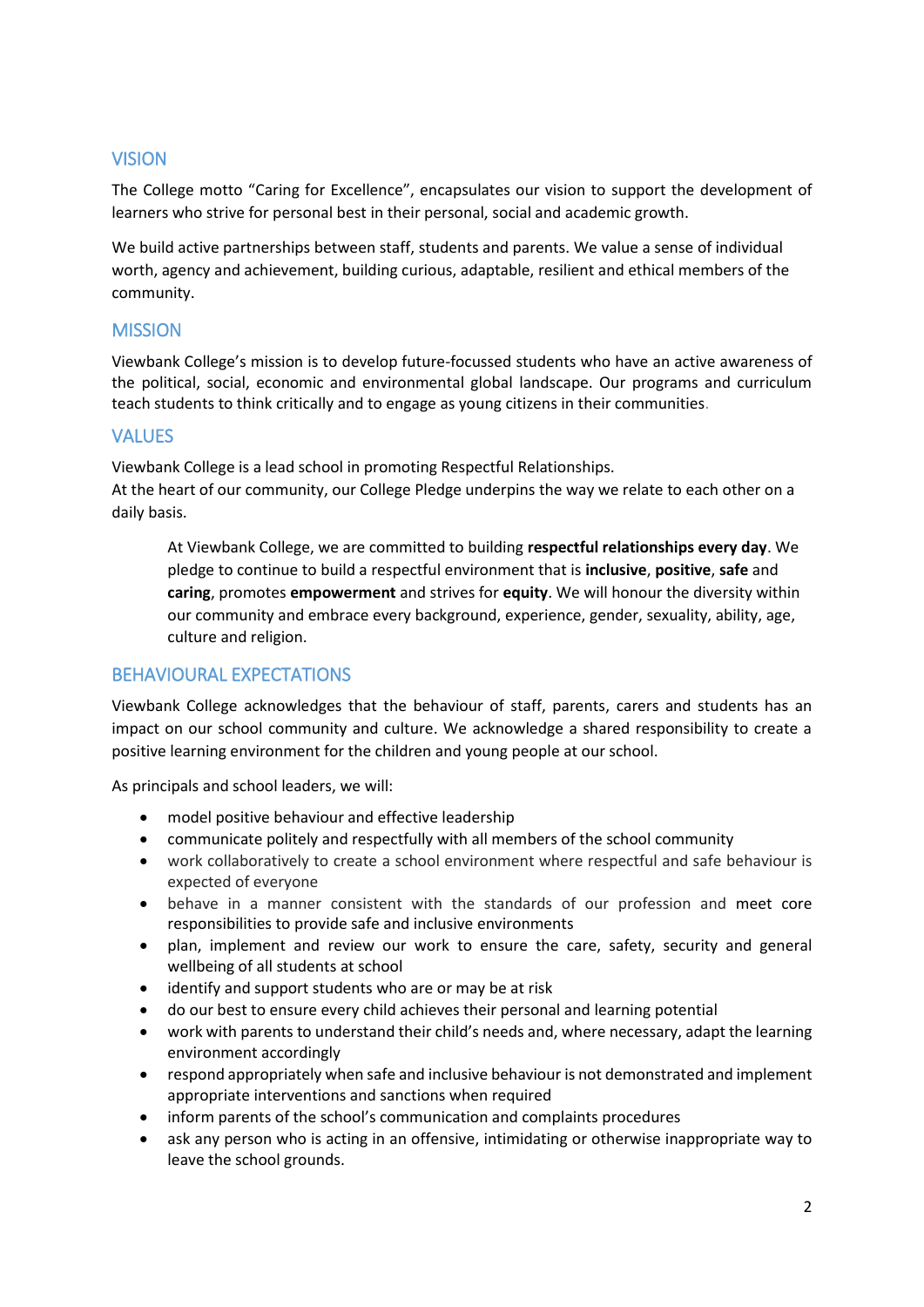## VISION

The College motto "Caring for Excellence", encapsulates our vision to support the development of learners who strive for personal best in their personal, social and academic growth.

We build active partnerships between staff, students and parents. We value a sense of individual worth, agency and achievement, building curious, adaptable, resilient and ethical members of the community.

## MISSION

Viewbank College's mission is to develop future-focussed students who have an active awareness of the political, social, economic and environmental global landscape. Our programs and curriculum teach students to think critically and to engage as young citizens in their communities.

## VALUES

Viewbank College is a lead school in promoting Respectful Relationships.
At the heart of our community, our College Pledge underpins the way we relate to each other on a daily basis.

> At Viewbank College, we are committed to building **respectful relationships every day**. We pledge to continue to build a respectful environment that is **inclusive**, **positive**, **safe** and **caring**, promotes **empowerment** and strives for **equity**. We will honour the diversity within our community and embrace every background, experience, gender, sexuality, ability, age, culture and religion.

## BEHAVIOURAL EXPECTATIONS

Viewbank College acknowledges that the behaviour of staff, parents, carers and students has an impact on our school community and culture. We acknowledge a shared responsibility to create a positive learning environment for the children and young people at our school.

As principals and school leaders, we will:

- model positive behaviour and effective leadership
- communicate politely and respectfully with all members of the school community
- work collaboratively to create a school environment where respectful and safe behaviour is expected of everyone
- behave in a manner consistent with the standards of our profession and meet core responsibilities to provide safe and inclusive environments
- plan, implement and review our work to ensure the care, safety, security and general wellbeing of all students at school
- identify and support students who are or may be at risk
- do our best to ensure every child achieves their personal and learning potential
- work with parents to understand their child's needs and, where necessary, adapt the learning environment accordingly
- respond appropriately when safe and inclusive behaviour is not demonstrated and implement appropriate interventions and sanctions when required
- inform parents of the school's communication and complaints procedures
- ask any person who is acting in an offensive, intimidating or otherwise inappropriate way to leave the school grounds.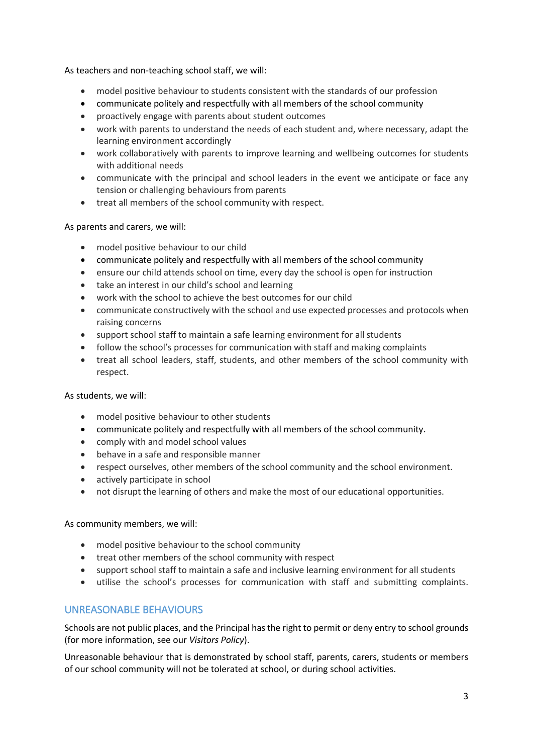As teachers and non-teaching school staff, we will:

- model positive behaviour to students consistent with the standards of our profession
- communicate politely and respectfully with all members of the school community
- proactively engage with parents about student outcomes
- work with parents to understand the needs of each student and, where necessary, adapt the learning environment accordingly
- work collaboratively with parents to improve learning and wellbeing outcomes for students with additional needs
- communicate with the principal and school leaders in the event we anticipate or face any tension or challenging behaviours from parents
- treat all members of the school community with respect.

As parents and carers, we will:

- model positive behaviour to our child
- communicate politely and respectfully with all members of the school community
- ensure our child attends school on time, every day the school is open for instruction
- take an interest in our child's school and learning
- work with the school to achieve the best outcomes for our child
- communicate constructively with the school and use expected processes and protocols when raising concerns
- support school staff to maintain a safe learning environment for all students
- follow the school's processes for communication with staff and making complaints
- treat all school leaders, staff, students, and other members of the school community with respect.

As students, we will:

- model positive behaviour to other students
- communicate politely and respectfully with all members of the school community.
- comply with and model school values
- behave in a safe and responsible manner
- respect ourselves, other members of the school community and the school environment.
- actively participate in school
- not disrupt the learning of others and make the most of our educational opportunities.

As community members, we will:

- model positive behaviour to the school community
- treat other members of the school community with respect
- support school staff to maintain a safe and inclusive learning environment for all students
- utilise the school's processes for communication with staff and submitting complaints.

## UNREASONABLE BEHAVIOURS

Schools are not public places, and the Principal has the right to permit or deny entry to school grounds (for more information, see our *Visitors Policy*).

Unreasonable behaviour that is demonstrated by school staff, parents, carers, students or members of our school community will not be tolerated at school, or during school activities.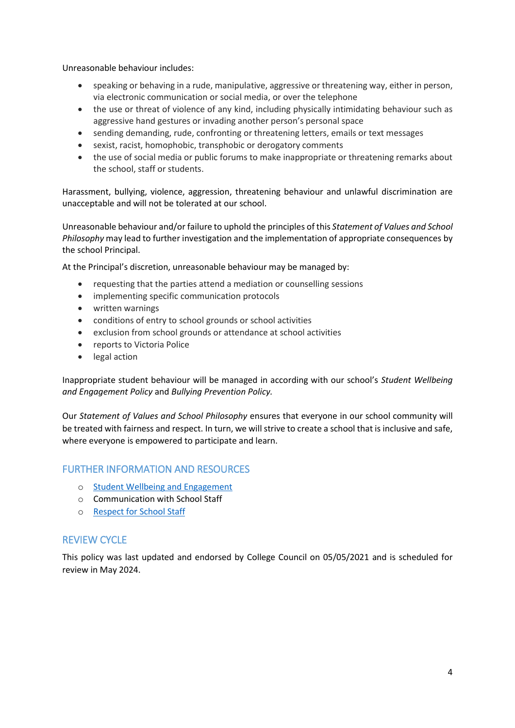Unreasonable behaviour includes:

- speaking or behaving in a rude, manipulative, aggressive or threatening way, either in person, via electronic communication or social media, or over the telephone
- the use or threat of violence of any kind, including physically intimidating behaviour such as aggressive hand gestures or invading another person's personal space
- sending demanding, rude, confronting or threatening letters, emails or text messages
- sexist, racist, homophobic, transphobic or derogatory comments
- the use of social media or public forums to make inappropriate or threatening remarks about the school, staff or students.

Harassment, bullying, violence, aggression, threatening behaviour and unlawful discrimination are unacceptable and will not be tolerated at our school.

Unreasonable behaviour and/or failure to uphold the principles of this *Statement of Values and School Philosophy* may lead to further investigation and the implementation of appropriate consequences by the school Principal.

At the Principal's discretion, unreasonable behaviour may be managed by:

- requesting that the parties attend a mediation or counselling sessions
- implementing specific communication protocols
- written warnings
- conditions of entry to school grounds or school activities
- exclusion from school grounds or attendance at school activities
- reports to Victoria Police
- legal action

Inappropriate student behaviour will be managed in according with our school's *Student Wellbeing and Engagement Policy* and *Bullying Prevention Policy.*

Our *Statement of Values and School Philosophy* ensures that everyone in our school community will be treated with fairness and respect. In turn, we will strive to create a school that is inclusive and safe, where everyone is empowered to participate and learn.

## FURTHER INFORMATION AND RESOURCES

- Student Wellbeing and Engagement
- Communication with School Staff
- Respect for School Staff

## REVIEW CYCLE

This policy was last updated and endorsed by College Council on 05/05/2021 and is scheduled for review in May 2024.